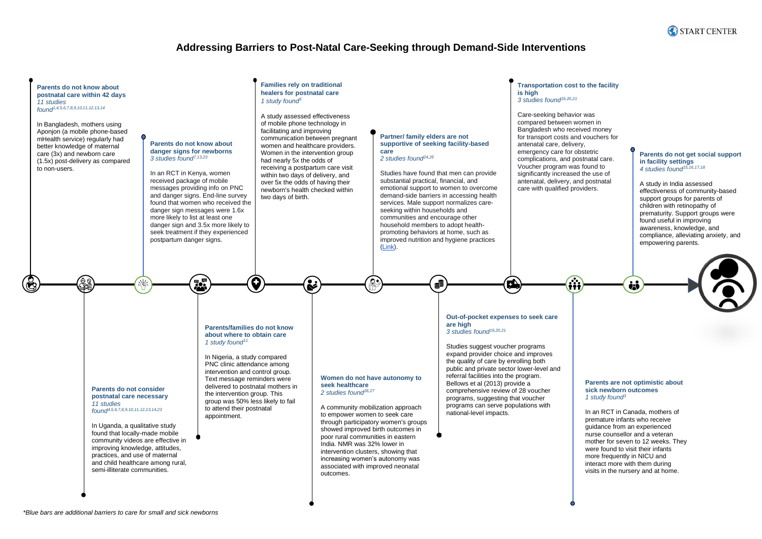# Addressing Barriers to Post-Natal Care-Seeking through Demand-Side Interventions

**Parents do not know about postnatal care within 42 days**
*11 studies found[1,4,5,6,7,8,9,10,11,12,13,14]*

In Bangladesh, mothers using Aponjon (a mobile phone-based mHealth service) regularly had better knowledge of maternal care (3x) and newborn care (1.5x) post-delivery as compared to non-users.

**Parents do not consider postnatal care necessary**
*11 studies found[4,5,6,7,8,9,10,11,12,13,14,23]*

In Uganda, a qualitative study found that locally-made mobile community videos are effective in improving knowledge, attitudes, practices, and use of maternal and child healthcare among rural, semi-illiterate communities.

**Parents do not know about danger signs for newborns**
*3 studies found[7,13,23]*

In an RCT in Kenya, women received package of mobile messages providing info on PNC and danger signs. End-line survey found that women who received the danger sign messages were 1.6x more likely to list at least one danger sign and 3.5x more likely to seek treatment if they experienced postpartum danger signs.

**Parents/families do not know about where to obtain care**
*1 study found[11]*

In Nigeria, a study compared PNC clinic attendance among intervention and control group. Text message reminders were delivered to postnatal mothers in the intervention group. This group was 50% less likely to fail to attend their postnatal appointment.

**Families rely on traditional healers for postnatal care**
*1 study found[5]*

A study assessed effectiveness of mobile phone technology in facilitating and improving communication between pregnant women and healthcare providers. Women in the intervention group had nearly 5x the odds of receiving a postpartum care visit within two days of delivery, and over 5x the odds of having their newborn's health checked within two days of birth.

**Women do not have autonomy to seek healthcare**
*2 studies found[26,27]*

A community mobilization approach to empower women to seek care through participatory women's groups showed improved birth outcomes in poor rural communities in eastern India. NMR was 32% lower in intervention clusters, showing that increasing women's autonomy was associated with improved neonatal outcomes.

**Partner/ family elders are not supportive of seeking facility-based care**
*2 studies found[24,25]*

Studies have found that men can provide substantial practical, financial, and emotional support to women to overcome demand-side barriers in accessing health services. Male support normalizes care-seeking within households and communities and encourage other household members to adopt health-promoting behaviors at home, such as improved nutrition and hygiene practices (Link).

**Out-of-pocket expenses to seek care are high**
*3 studies found[19,20,21]*

Studies suggest voucher programs expand provider choice and improves the quality of care by enrolling both public and private sector lower-level and referral facilities into the program. Bellows et al (2013) provide a comprehensive review of 28 voucher programs, suggesting that voucher programs can serve populations with national-level impacts.

**Transportation cost to the facility is high**
*3 studies found[19,20,21]*

Care-seeking behavior was compared between women in Bangladesh who received money for transport costs and vouchers for antenatal care, delivery, emergency care for obstetric complications, and postnatal care. Voucher program was found to significantly increased the use of antenatal, delivery, and postnatal care with qualified providers.

**Parents are not optimistic about sick newborn outcomes**
*1 study found[3]*

In an RCT in Canada, mothers of premature infants who receive guidance from an experienced nurse counsellor and a veteran mother for seven to 12 weeks. They were found to visit their infants more frequently in NICU and interact more with them during visits in the nursery and at home.

**Parents do not get social support in facility settings**
*4 studies found[15,16,17,18]*

A study in India assessed effectiveness of community-based support groups for parents of children with retinopathy of prematurity. Support groups were found useful in improving awareness, knowledge, and compliance, alleviating anxiety, and empowering parents.

*\*Blue bars are additional barriers to care for small and sick newborns*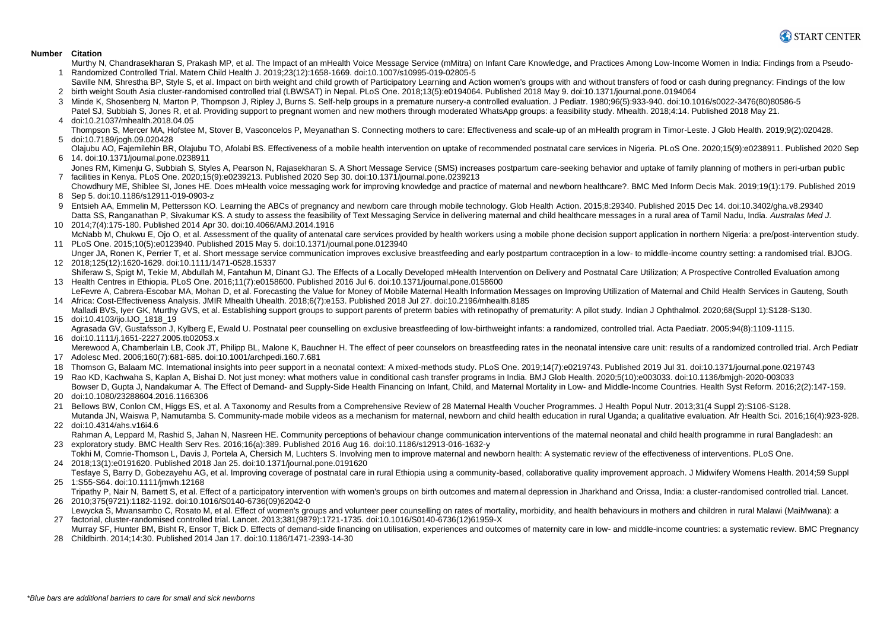| Number | Citation |
| --- | --- |
| 1 | Murthy N, Chandrasekharan S, Prakash MP, et al. The Impact of an mHealth Voice Message Service (mMitra) on Infant Care Knowledge, and Practices Among Low-Income Women in India: Findings from a Pseudo-Randomized Controlled Trial. Matern Child Health J. 2019;23(12):1658-1669. doi:10.1007/s10995-019-02805-5 |
| 2 | Saville NM, Shrestha BP, Style S, et al. Impact on birth weight and child growth of Participatory Learning and Action women's groups with and without transfers of food or cash during pregnancy: Findings of the low birth weight South Asia cluster-randomised controlled trial (LBWSAT) in Nepal. PLoS One. 2018;13(5):e0194064. Published 2018 May 9. doi:10.1371/journal.pone.0194064 |
| 3 | Minde K, Shosenberg N, Marton P, Thompson J, Ripley J, Burns S. Self-help groups in a premature nursery-a controlled evaluation. J Pediatr. 1980;96(5):933-940. doi:10.1016/s0022-3476(80)80586-5 |
| 4 | Patel SJ, Subbiah S, Jones R, et al. Providing support to pregnant women and new mothers through moderated WhatsApp groups: a feasibility study. Mhealth. 2018;4:14. Published 2018 May 21. doi:10.21037/mhealth.2018.04.05 |
| 5 | Thompson S, Mercer MA, Hofstee M, Stover B, Vasconcelos P, Meyanathan S. Connecting mothers to care: Effectiveness and scale-up of an mHealth program in Timor-Leste. J Glob Health. 2019;9(2):020428. doi:10.7189/jogh.09.020428 |
| 6 | Olajubu AO, Fajemilehin BR, Olajubu TO, Afolabi BS. Effectiveness of a mobile health intervention on uptake of recommended postnatal care services in Nigeria. PLoS One. 2020;15(9):e0238911. Published 2020 Sep 14. doi:10.1371/journal.pone.0238911 |
| 7 | Jones RM, Kimenju G, Subbiah S, Styles A, Pearson N, Rajasekharan S. A Short Message Service (SMS) increases postpartum care-seeking behavior and uptake of family planning of mothers in peri-urban public facilities in Kenya. PLoS One. 2020;15(9):e0239213. Published 2020 Sep 30. doi:10.1371/journal.pone.0239213 |
| 8 | Chowdhury ME, Shiblee SI, Jones HE. Does mHealth voice messaging work for improving knowledge and practice of maternal and newborn healthcare?. BMC Med Inform Decis Mak. 2019;19(1):179. Published 2019 Sep 5. doi:10.1186/s12911-019-0903-z |
| 9 | Entsieh AA, Emmelin M, Pettersson KO. Learning the ABCs of pregnancy and newborn care through mobile technology. Glob Health Action. 2015;8:29340. Published 2015 Dec 14. doi:10.3402/gha.v8.29340 |
| 10 | Datta SS, Ranganathan P, Sivakumar KS. A study to assess the feasibility of Text Messaging Service in delivering maternal and child healthcare messages in a rural area of Tamil Nadu, India. *Australas Med J*. 2014;7(4):175-180. Published 2014 Apr 30. doi:10.4066/AMJ.2014.1916 |
| 11 | McNabb M, Chukwu E, Ojo O, et al. Assessment of the quality of antenatal care services provided by health workers using a mobile phone decision support application in northern Nigeria: a pre/post-intervention study. PLoS One. 2015;10(5):e0123940. Published 2015 May 5. doi:10.1371/journal.pone.0123940 |
| 12 | Unger JA, Ronen K, Perrier T, et al. Short message service communication improves exclusive breastfeeding and early postpartum contraception in a low- to middle-income country setting: a randomised trial. BJOG. 2018;125(12):1620-1629. doi:10.1111/1471-0528.15337 |
| 13 | Shiferaw S, Spigt M, Tekie M, Abdullah M, Fantahun M, Dinant GJ. The Effects of a Locally Developed mHealth Intervention on Delivery and Postnatal Care Utilization; A Prospective Controlled Evaluation among Health Centres in Ethiopia. PLoS One. 2016;11(7):e0158600. Published 2016 Jul 6. doi:10.1371/journal.pone.0158600 |
| 14 | LeFevre A, Cabrera-Escobar MA, Mohan D, et al. Forecasting the Value for Money of Mobile Maternal Health Information Messages on Improving Utilization of Maternal and Child Health Services in Gauteng, South Africa: Cost-Effectiveness Analysis. JMIR Mhealth Uhealth. 2018;6(7):e153. Published 2018 Jul 27. doi:10.2196/mhealth.8185 |
| 15 | Malladi BVS, Iyer GK, Murthy GVS, et al. Establishing support groups to support parents of preterm babies with retinopathy of prematurity: A pilot study. Indian J Ophthalmol. 2020;68(Suppl 1):S128-S130. doi:10.4103/ijo.IJO_1818_19 |
| 16 | Agrasada GV, Gustafsson J, Kylberg E, Ewald U. Postnatal peer counselling on exclusive breastfeeding of low-birthweight infants: a randomized, controlled trial. Acta Paediatr. 2005;94(8):1109-1115. doi:10.1111/j.1651-2227.2005.tb02053.x |
| 17 | Merewood A, Chamberlain LB, Cook JT, Philipp BL, Malone K, Bauchner H. The effect of peer counselors on breastfeeding rates in the neonatal intensive care unit: results of a randomized controlled trial. Arch Pediatr Adolesc Med. 2006;160(7):681-685. doi:10.1001/archpedi.160.7.681 |
| 18 | Thomson G, Balaam MC. International insights into peer support in a neonatal context: A mixed-methods study. PLoS One. 2019;14(7):e0219743. Published 2019 Jul 31. doi:10.1371/journal.pone.0219743 |
| 19 | Rao KD, Kachwaha S, Kaplan A, Bishai D. Not just money: what mothers value in conditional cash transfer programs in India. BMJ Glob Health. 2020;5(10):e003033. doi:10.1136/bmjgh-2020-003033 |
| 20 | Bowser D, Gupta J, Nandakumar A. The Effect of Demand- and Supply-Side Health Financing on Infant, Child, and Maternal Mortality in Low- and Middle-Income Countries. Health Syst Reform. 2016;2(2):147-159. doi:10.1080/23288604.2016.1166306 |
| 21 | Bellows BW, Conlon CM, Higgs ES, et al. A Taxonomy and Results from a Comprehensive Review of 28 Maternal Health Voucher Programmes. J Health Popul Nutr. 2013;31(4 Suppl 2):S106-S128. |
| 22 | Mutanda JN, Waiswa P, Namutamba S. Community-made mobile videos as a mechanism for maternal, newborn and child health education in rural Uganda; a qualitative evaluation. Afr Health Sci. 2016;16(4):923-928. doi:10.4314/ahs.v16i4.6 |
| 23 | Rahman A, Leppard M, Rashid S, Jahan N, Nasreen HE. Community perceptions of behaviour change communication interventions of the maternal neonatal and child health programme in rural Bangladesh: an exploratory study. BMC Health Serv Res. 2016;16(a):389. Published 2016 Aug 16. doi:10.1186/s12913-016-1632-y |
| 24 | Tokhi M, Comrie-Thomson L, Davis J, Portela A, Chersich M, Luchters S. Involving men to improve maternal and newborn health: A systematic review of the effectiveness of interventions. PLoS One. 2018;13(1):e0191620. Published 2018 Jan 25. doi:10.1371/journal.pone.0191620 |
| 25 | Tesfaye S, Barry D, Gobezayehu AG, et al. Improving coverage of postnatal care in rural Ethiopia using a community-based, collaborative quality improvement approach. J Midwifery Womens Health. 2014;59 Suppl 1:S55-S64. doi:10.1111/jmwh.12168 |
| 26 | Tripathy P, Nair N, Barnett S, et al. Effect of a participatory intervention with women's groups on birth outcomes and maternal depression in Jharkhand and Orissa, India: a cluster-randomised controlled trial. Lancet. 2010;375(9721):1182-1192. doi:10.1016/S0140-6736(09)62042-0 |
| 27 | Lewycka S, Mwansambo C, Rosato M, et al. Effect of women's groups and volunteer peer counselling on rates of mortality, morbidity, and health behaviours in mothers and children in rural Malawi (MaiMwana): a factorial, cluster-randomised controlled trial. Lancet. 2013;381(9879):1721-1735. doi:10.1016/S0140-6736(12)61959-X |
| 28 | Murray SF, Hunter BM, Bisht R, Ensor T, Bick D. Effects of demand-side financing on utilisation, experiences and outcomes of maternity care in low- and middle-income countries: a systematic review. BMC Pregnancy Childbirth. 2014;14:30. Published 2014 Jan 17. doi:10.1186/1471-2393-14-30 |

*Blue bars are additional barriers to care for small and sick newborns